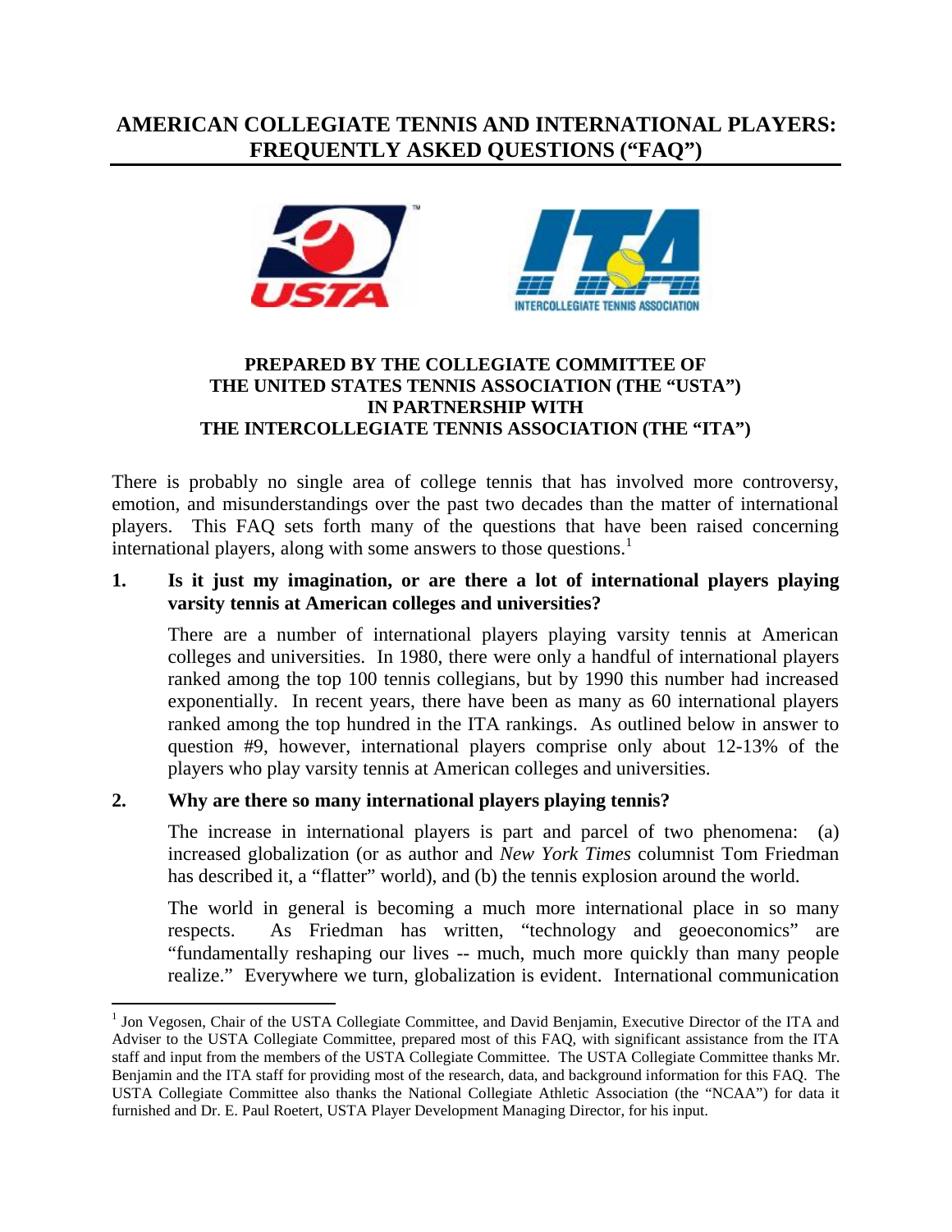# AMERICAN COLLEGIATE TENNIS AND INTERNATIONAL PLAYERS: FREQUENTLY ASKED QUESTIONS ("FAQ")

**PREPARED BY THE COLLEGIATE COMMITTEE OF THE UNITED STATES TENNIS ASSOCIATION (THE "USTA") IN PARTNERSHIP WITH THE INTERCOLLEGIATE TENNIS ASSOCIATION (THE "ITA")**

There is probably no single area of college tennis that has involved more controversy, emotion, and misunderstandings over the past two decades than the matter of international players. This FAQ sets forth many of the questions that have been raised concerning international players, along with some answers to those questions.[1]

**1. Is it just my imagination, or are there a lot of international players playing varsity tennis at American colleges and universities?**

There are a number of international players playing varsity tennis at American colleges and universities. In 1980, there were only a handful of international players ranked among the top 100 tennis collegians, but by 1990 this number had increased exponentially. In recent years, there have been as many as 60 international players ranked among the top hundred in the ITA rankings. As outlined below in answer to question #9, however, international players comprise only about 12-13% of the players who play varsity tennis at American colleges and universities.

**2. Why are there so many international players playing tennis?**

The increase in international players is part and parcel of two phenomena: (a) increased globalization (or as author and *New York Times* columnist Tom Friedman has described it, a "flatter" world), and (b) the tennis explosion around the world.

The world in general is becoming a much more international place in so many respects. As Friedman has written, "technology and geoeconomics" are "fundamentally reshaping our lives -- much, much more quickly than many people realize." Everywhere we turn, globalization is evident. International communication

[1] Jon Vegosen, Chair of the USTA Collegiate Committee, and David Benjamin, Executive Director of the ITA and Adviser to the USTA Collegiate Committee, prepared most of this FAQ, with significant assistance from the ITA staff and input from the members of the USTA Collegiate Committee. The USTA Collegiate Committee thanks Mr. Benjamin and the ITA staff for providing most of the research, data, and background information for this FAQ. The USTA Collegiate Committee also thanks the National Collegiate Athletic Association (the "NCAA") for data it furnished and Dr. E. Paul Roetert, USTA Player Development Managing Director, for his input.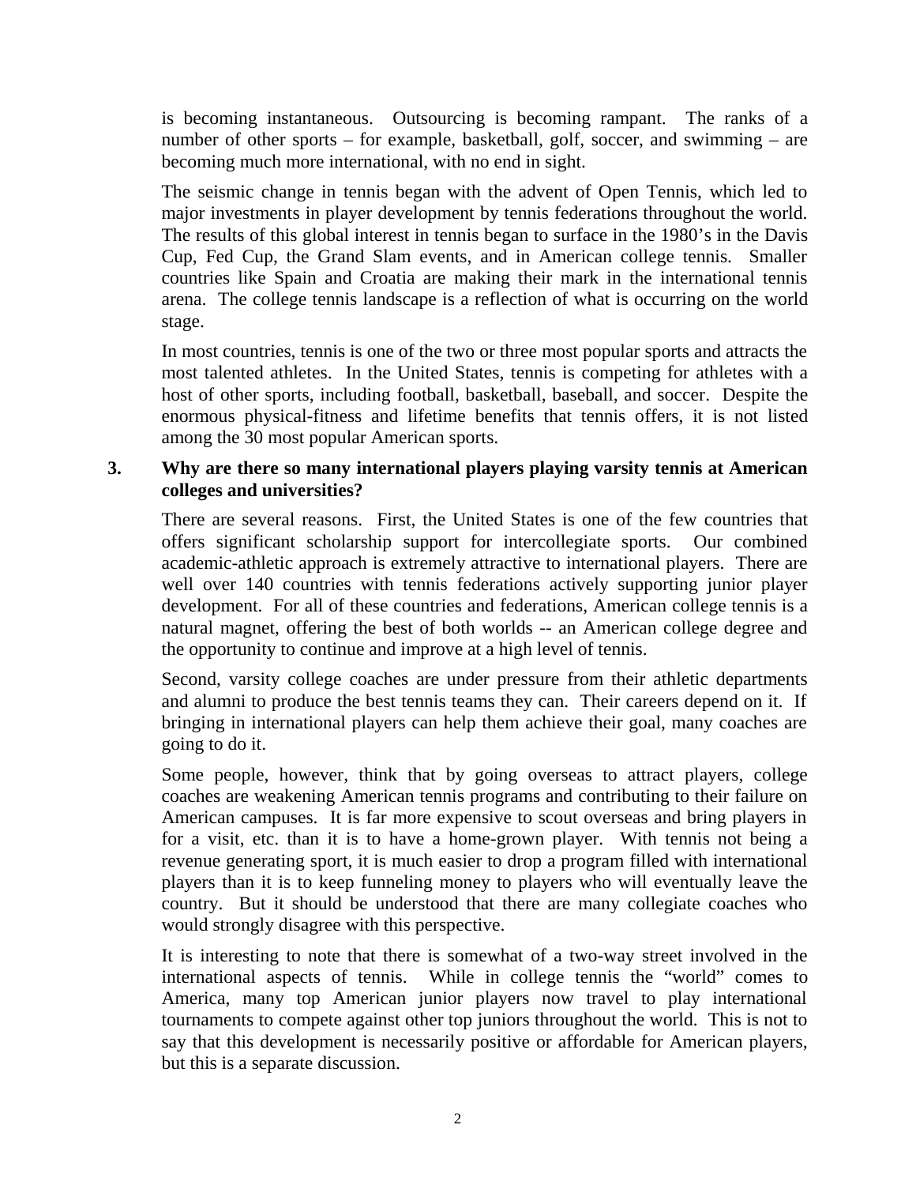is becoming instantaneous. Outsourcing is becoming rampant. The ranks of a number of other sports – for example, basketball, golf, soccer, and swimming – are becoming much more international, with no end in sight.

The seismic change in tennis began with the advent of Open Tennis, which led to major investments in player development by tennis federations throughout the world. The results of this global interest in tennis began to surface in the 1980's in the Davis Cup, Fed Cup, the Grand Slam events, and in American college tennis. Smaller countries like Spain and Croatia are making their mark in the international tennis arena. The college tennis landscape is a reflection of what is occurring on the world stage.

In most countries, tennis is one of the two or three most popular sports and attracts the most talented athletes. In the United States, tennis is competing for athletes with a host of other sports, including football, basketball, baseball, and soccer. Despite the enormous physical-fitness and lifetime benefits that tennis offers, it is not listed among the 30 most popular American sports.

**3. Why are there so many international players playing varsity tennis at American colleges and universities?**

There are several reasons. First, the United States is one of the few countries that offers significant scholarship support for intercollegiate sports. Our combined academic-athletic approach is extremely attractive to international players. There are well over 140 countries with tennis federations actively supporting junior player development. For all of these countries and federations, American college tennis is a natural magnet, offering the best of both worlds -- an American college degree and the opportunity to continue and improve at a high level of tennis.

Second, varsity college coaches are under pressure from their athletic departments and alumni to produce the best tennis teams they can. Their careers depend on it. If bringing in international players can help them achieve their goal, many coaches are going to do it.

Some people, however, think that by going overseas to attract players, college coaches are weakening American tennis programs and contributing to their failure on American campuses. It is far more expensive to scout overseas and bring players in for a visit, etc. than it is to have a home-grown player. With tennis not being a revenue generating sport, it is much easier to drop a program filled with international players than it is to keep funneling money to players who will eventually leave the country. But it should be understood that there are many collegiate coaches who would strongly disagree with this perspective.

It is interesting to note that there is somewhat of a two-way street involved in the international aspects of tennis. While in college tennis the "world" comes to America, many top American junior players now travel to play international tournaments to compete against other top juniors throughout the world. This is not to say that this development is necessarily positive or affordable for American players, but this is a separate discussion.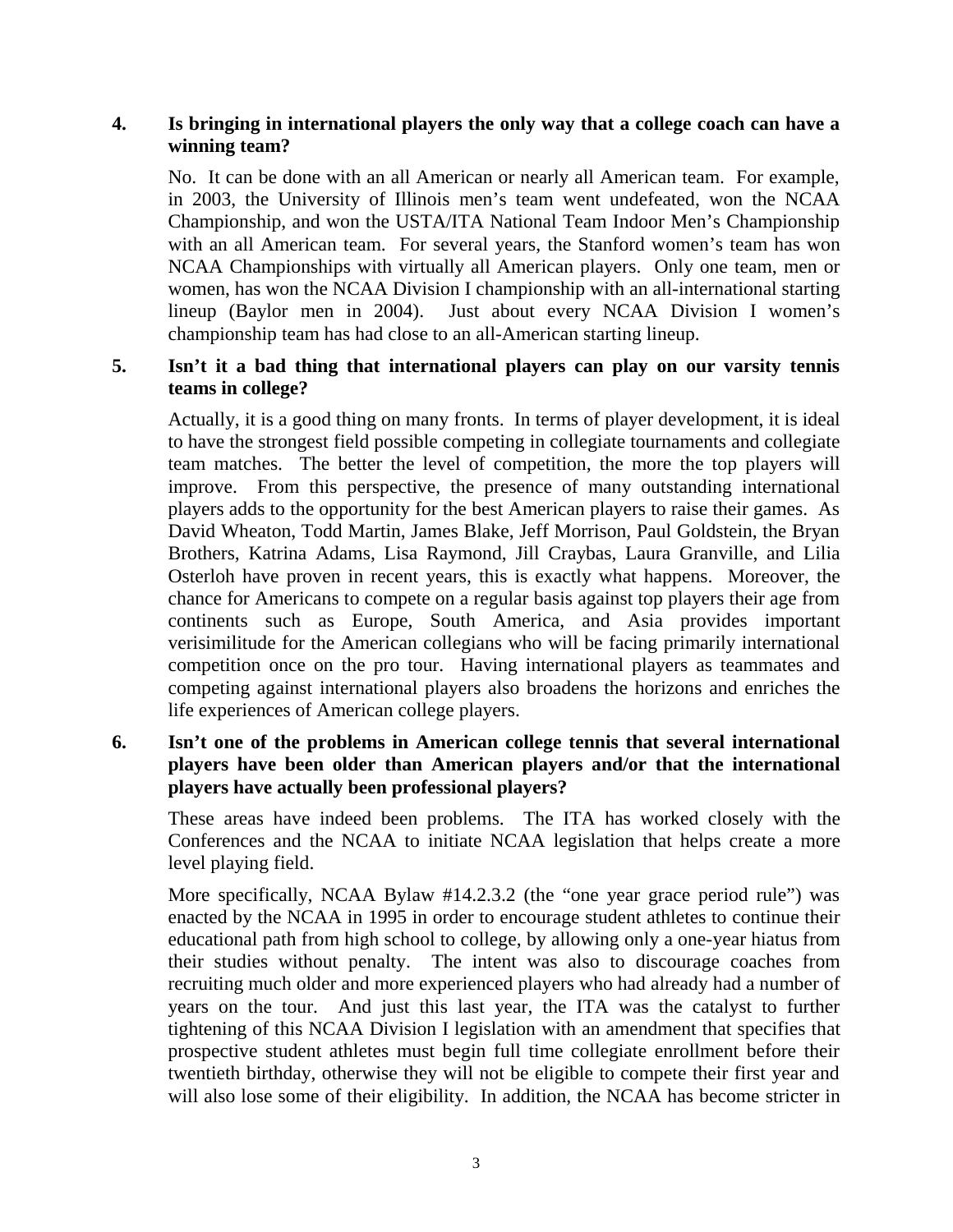**4. Is bringing in international players the only way that a college coach can have a winning team?**

No. It can be done with an all American or nearly all American team. For example, in 2003, the University of Illinois men's team went undefeated, won the NCAA Championship, and won the USTA/ITA National Team Indoor Men's Championship with an all American team. For several years, the Stanford women's team has won NCAA Championships with virtually all American players. Only one team, men or women, has won the NCAA Division I championship with an all-international starting lineup (Baylor men in 2004). Just about every NCAA Division I women's championship team has had close to an all-American starting lineup.

**5. Isn't it a bad thing that international players can play on our varsity tennis teams in college?**

Actually, it is a good thing on many fronts. In terms of player development, it is ideal to have the strongest field possible competing in collegiate tournaments and collegiate team matches. The better the level of competition, the more the top players will improve. From this perspective, the presence of many outstanding international players adds to the opportunity for the best American players to raise their games. As David Wheaton, Todd Martin, James Blake, Jeff Morrison, Paul Goldstein, the Bryan Brothers, Katrina Adams, Lisa Raymond, Jill Craybas, Laura Granville, and Lilia Osterloh have proven in recent years, this is exactly what happens. Moreover, the chance for Americans to compete on a regular basis against top players their age from continents such as Europe, South America, and Asia provides important verisimilitude for the American collegians who will be facing primarily international competition once on the pro tour. Having international players as teammates and competing against international players also broadens the horizons and enriches the life experiences of American college players.

**6. Isn't one of the problems in American college tennis that several international players have been older than American players and/or that the international players have actually been professional players?**

These areas have indeed been problems. The ITA has worked closely with the Conferences and the NCAA to initiate NCAA legislation that helps create a more level playing field.

More specifically, NCAA Bylaw #14.2.3.2 (the "one year grace period rule") was enacted by the NCAA in 1995 in order to encourage student athletes to continue their educational path from high school to college, by allowing only a one-year hiatus from their studies without penalty. The intent was also to discourage coaches from recruiting much older and more experienced players who had already had a number of years on the tour. And just this last year, the ITA was the catalyst to further tightening of this NCAA Division I legislation with an amendment that specifies that prospective student athletes must begin full time collegiate enrollment before their twentieth birthday, otherwise they will not be eligible to compete their first year and will also lose some of their eligibility. In addition, the NCAA has become stricter in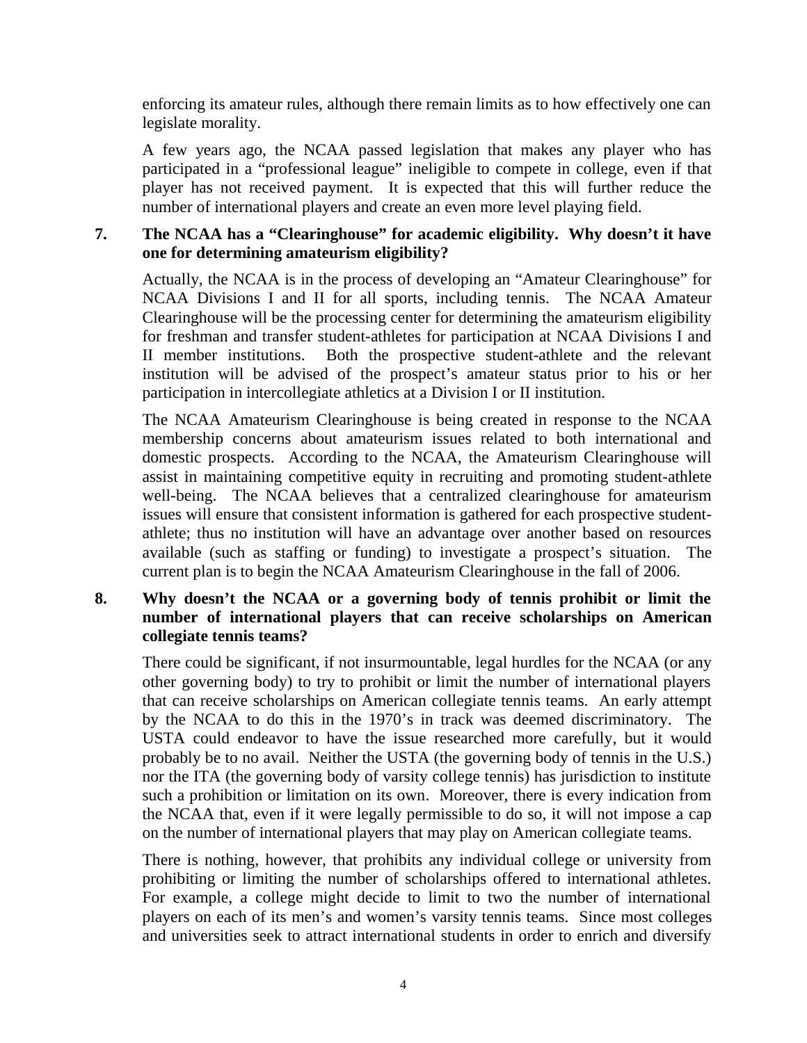enforcing its amateur rules, although there remain limits as to how effectively one can legislate morality.

A few years ago, the NCAA passed legislation that makes any player who has participated in a "professional league" ineligible to compete in college, even if that player has not received payment. It is expected that this will further reduce the number of international players and create an even more level playing field.

**7. The NCAA has a "Clearinghouse" for academic eligibility. Why doesn't it have one for determining amateurism eligibility?**

Actually, the NCAA is in the process of developing an "Amateur Clearinghouse" for NCAA Divisions I and II for all sports, including tennis. The NCAA Amateur Clearinghouse will be the processing center for determining the amateurism eligibility for freshman and transfer student-athletes for participation at NCAA Divisions I and II member institutions. Both the prospective student-athlete and the relevant institution will be advised of the prospect's amateur status prior to his or her participation in intercollegiate athletics at a Division I or II institution.

The NCAA Amateurism Clearinghouse is being created in response to the NCAA membership concerns about amateurism issues related to both international and domestic prospects. According to the NCAA, the Amateurism Clearinghouse will assist in maintaining competitive equity in recruiting and promoting student-athlete well-being. The NCAA believes that a centralized clearinghouse for amateurism issues will ensure that consistent information is gathered for each prospective student-athlete; thus no institution will have an advantage over another based on resources available (such as staffing or funding) to investigate a prospect's situation. The current plan is to begin the NCAA Amateurism Clearinghouse in the fall of 2006.

**8. Why doesn't the NCAA or a governing body of tennis prohibit or limit the number of international players that can receive scholarships on American collegiate tennis teams?**

There could be significant, if not insurmountable, legal hurdles for the NCAA (or any other governing body) to try to prohibit or limit the number of international players that can receive scholarships on American collegiate tennis teams. An early attempt by the NCAA to do this in the 1970's in track was deemed discriminatory. The USTA could endeavor to have the issue researched more carefully, but it would probably be to no avail. Neither the USTA (the governing body of tennis in the U.S.) nor the ITA (the governing body of varsity college tennis) has jurisdiction to institute such a prohibition or limitation on its own. Moreover, there is every indication from the NCAA that, even if it were legally permissible to do so, it will not impose a cap on the number of international players that may play on American collegiate teams.

There is nothing, however, that prohibits any individual college or university from prohibiting or limiting the number of scholarships offered to international athletes. For example, a college might decide to limit to two the number of international players on each of its men's and women's varsity tennis teams. Since most colleges and universities seek to attract international students in order to enrich and diversify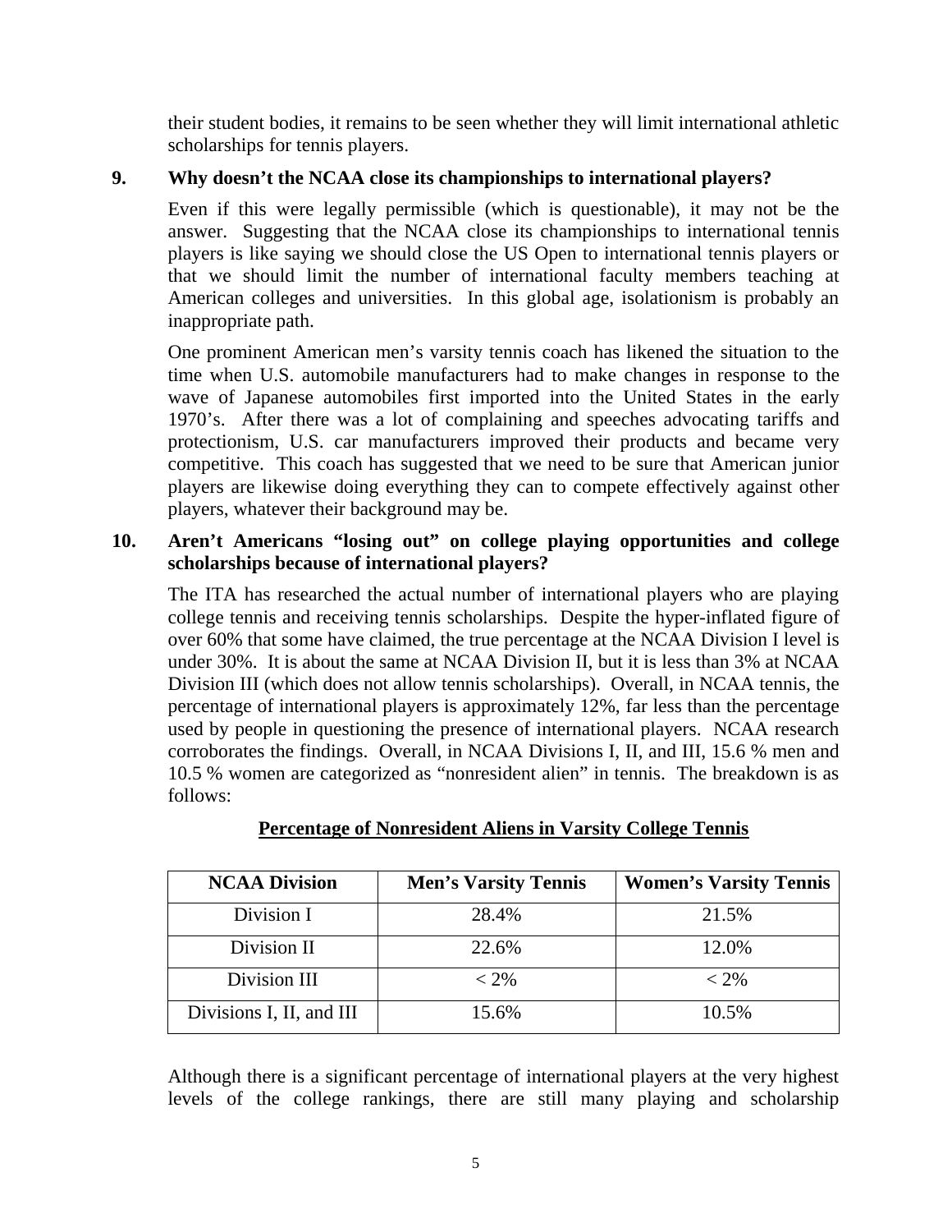their student bodies, it remains to be seen whether they will limit international athletic scholarships for tennis players.

**9. Why doesn't the NCAA close its championships to international players?**

Even if this were legally permissible (which is questionable), it may not be the answer. Suggesting that the NCAA close its championships to international tennis players is like saying we should close the US Open to international tennis players or that we should limit the number of international faculty members teaching at American colleges and universities. In this global age, isolationism is probably an inappropriate path.

One prominent American men's varsity tennis coach has likened the situation to the time when U.S. automobile manufacturers had to make changes in response to the wave of Japanese automobiles first imported into the United States in the early 1970's. After there was a lot of complaining and speeches advocating tariffs and protectionism, U.S. car manufacturers improved their products and became very competitive. This coach has suggested that we need to be sure that American junior players are likewise doing everything they can to compete effectively against other players, whatever their background may be.

**10. Aren't Americans "losing out" on college playing opportunities and college scholarships because of international players?**

The ITA has researched the actual number of international players who are playing college tennis and receiving tennis scholarships. Despite the hyper-inflated figure of over 60% that some have claimed, the true percentage at the NCAA Division I level is under 30%. It is about the same at NCAA Division II, but it is less than 3% at NCAA Division III (which does not allow tennis scholarships). Overall, in NCAA tennis, the percentage of international players is approximately 12%, far less than the percentage used by people in questioning the presence of international players. NCAA research corroborates the findings. Overall, in NCAA Divisions I, II, and III, 15.6 % men and 10.5 % women are categorized as "nonresident alien" in tennis. The breakdown is as follows:

**Percentage of Nonresident Aliens in Varsity College Tennis**

| NCAA Division | Men's Varsity Tennis | Women's Varsity Tennis |
|---|---|---|
| Division I | 28.4% | 21.5% |
| Division II | 22.6% | 12.0% |
| Division III | < 2% | < 2% |
| Divisions I, II, and III | 15.6% | 10.5% |

Although there is a significant percentage of international players at the very highest levels of the college rankings, there are still many playing and scholarship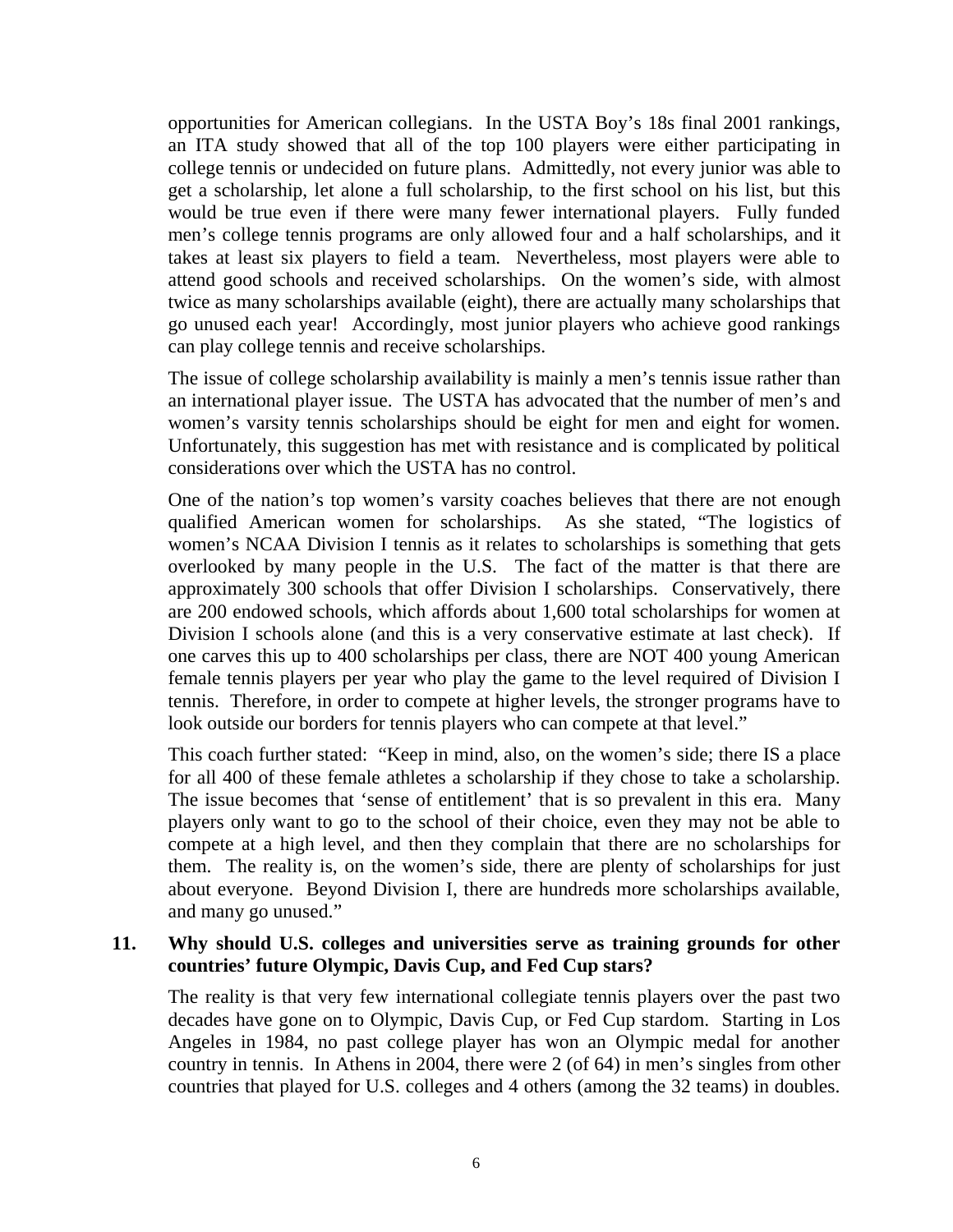opportunities for American collegians. In the USTA Boy's 18s final 2001 rankings, an ITA study showed that all of the top 100 players were either participating in college tennis or undecided on future plans. Admittedly, not every junior was able to get a scholarship, let alone a full scholarship, to the first school on his list, but this would be true even if there were many fewer international players. Fully funded men's college tennis programs are only allowed four and a half scholarships, and it takes at least six players to field a team. Nevertheless, most players were able to attend good schools and received scholarships. On the women's side, with almost twice as many scholarships available (eight), there are actually many scholarships that go unused each year! Accordingly, most junior players who achieve good rankings can play college tennis and receive scholarships.

The issue of college scholarship availability is mainly a men's tennis issue rather than an international player issue. The USTA has advocated that the number of men's and women's varsity tennis scholarships should be eight for men and eight for women. Unfortunately, this suggestion has met with resistance and is complicated by political considerations over which the USTA has no control.

One of the nation's top women's varsity coaches believes that there are not enough qualified American women for scholarships. As she stated, "The logistics of women's NCAA Division I tennis as it relates to scholarships is something that gets overlooked by many people in the U.S. The fact of the matter is that there are approximately 300 schools that offer Division I scholarships. Conservatively, there are 200 endowed schools, which affords about 1,600 total scholarships for women at Division I schools alone (and this is a very conservative estimate at last check). If one carves this up to 400 scholarships per class, there are NOT 400 young American female tennis players per year who play the game to the level required of Division I tennis. Therefore, in order to compete at higher levels, the stronger programs have to look outside our borders for tennis players who can compete at that level."

This coach further stated: "Keep in mind, also, on the women's side; there IS a place for all 400 of these female athletes a scholarship if they chose to take a scholarship. The issue becomes that 'sense of entitlement' that is so prevalent in this era. Many players only want to go to the school of their choice, even they may not be able to compete at a high level, and then they complain that there are no scholarships for them. The reality is, on the women's side, there are plenty of scholarships for just about everyone. Beyond Division I, there are hundreds more scholarships available, and many go unused."

**11. Why should U.S. colleges and universities serve as training grounds for other countries' future Olympic, Davis Cup, and Fed Cup stars?**

The reality is that very few international collegiate tennis players over the past two decades have gone on to Olympic, Davis Cup, or Fed Cup stardom. Starting in Los Angeles in 1984, no past college player has won an Olympic medal for another country in tennis. In Athens in 2004, there were 2 (of 64) in men's singles from other countries that played for U.S. colleges and 4 others (among the 32 teams) in doubles.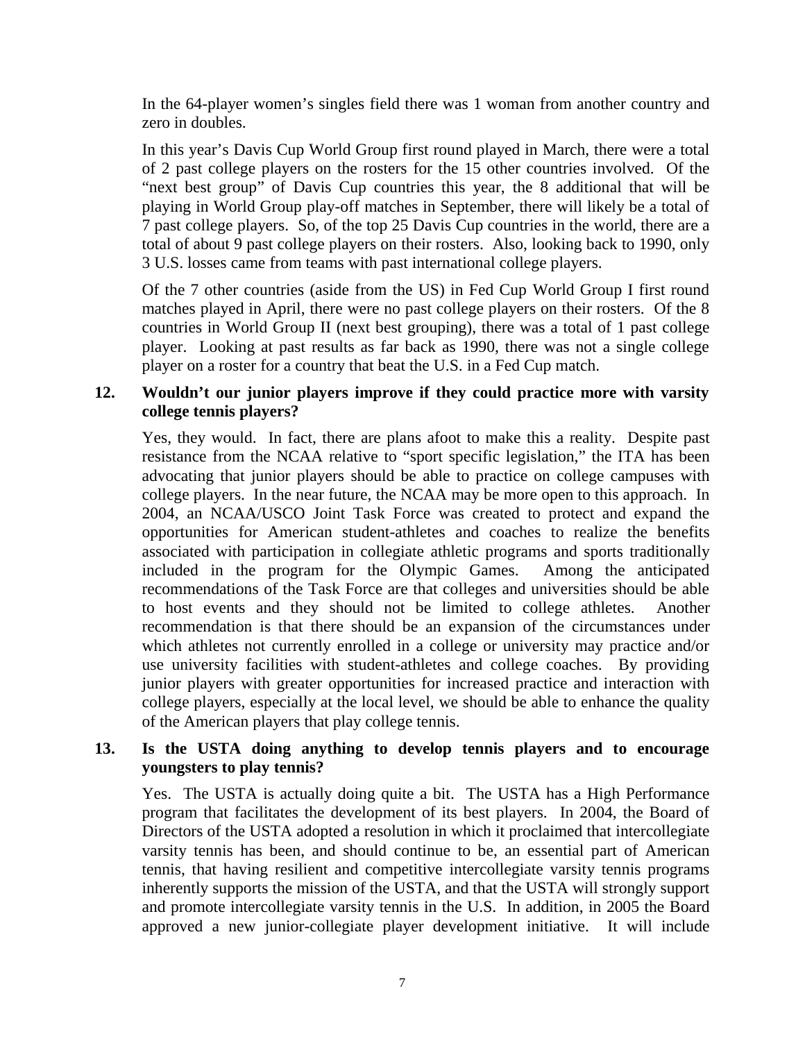In the 64-player women's singles field there was 1 woman from another country and zero in doubles.

In this year's Davis Cup World Group first round played in March, there were a total of 2 past college players on the rosters for the 15 other countries involved. Of the "next best group" of Davis Cup countries this year, the 8 additional that will be playing in World Group play-off matches in September, there will likely be a total of 7 past college players. So, of the top 25 Davis Cup countries in the world, there are a total of about 9 past college players on their rosters. Also, looking back to 1990, only 3 U.S. losses came from teams with past international college players.

Of the 7 other countries (aside from the US) in Fed Cup World Group I first round matches played in April, there were no past college players on their rosters. Of the 8 countries in World Group II (next best grouping), there was a total of 1 past college player. Looking at past results as far back as 1990, there was not a single college player on a roster for a country that beat the U.S. in a Fed Cup match.

**12. Wouldn't our junior players improve if they could practice more with varsity college tennis players?**

Yes, they would. In fact, there are plans afoot to make this a reality. Despite past resistance from the NCAA relative to "sport specific legislation," the ITA has been advocating that junior players should be able to practice on college campuses with college players. In the near future, the NCAA may be more open to this approach. In 2004, an NCAA/USCO Joint Task Force was created to protect and expand the opportunities for American student-athletes and coaches to realize the benefits associated with participation in collegiate athletic programs and sports traditionally included in the program for the Olympic Games. Among the anticipated recommendations of the Task Force are that colleges and universities should be able to host events and they should not be limited to college athletes. Another recommendation is that there should be an expansion of the circumstances under which athletes not currently enrolled in a college or university may practice and/or use university facilities with student-athletes and college coaches. By providing junior players with greater opportunities for increased practice and interaction with college players, especially at the local level, we should be able to enhance the quality of the American players that play college tennis.

**13. Is the USTA doing anything to develop tennis players and to encourage youngsters to play tennis?**

Yes. The USTA is actually doing quite a bit. The USTA has a High Performance program that facilitates the development of its best players. In 2004, the Board of Directors of the USTA adopted a resolution in which it proclaimed that intercollegiate varsity tennis has been, and should continue to be, an essential part of American tennis, that having resilient and competitive intercollegiate varsity tennis programs inherently supports the mission of the USTA, and that the USTA will strongly support and promote intercollegiate varsity tennis in the U.S. In addition, in 2005 the Board approved a new junior-collegiate player development initiative. It will include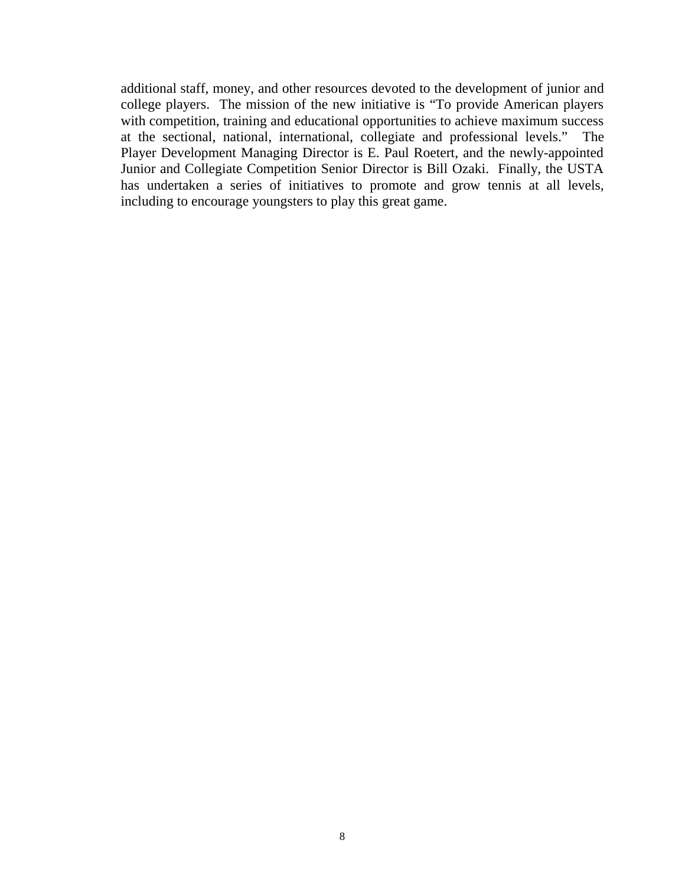additional staff, money, and other resources devoted to the development of junior and college players. The mission of the new initiative is "To provide American players with competition, training and educational opportunities to achieve maximum success at the sectional, national, international, collegiate and professional levels." The Player Development Managing Director is E. Paul Roetert, and the newly-appointed Junior and Collegiate Competition Senior Director is Bill Ozaki. Finally, the USTA has undertaken a series of initiatives to promote and grow tennis at all levels, including to encourage youngsters to play this great game.